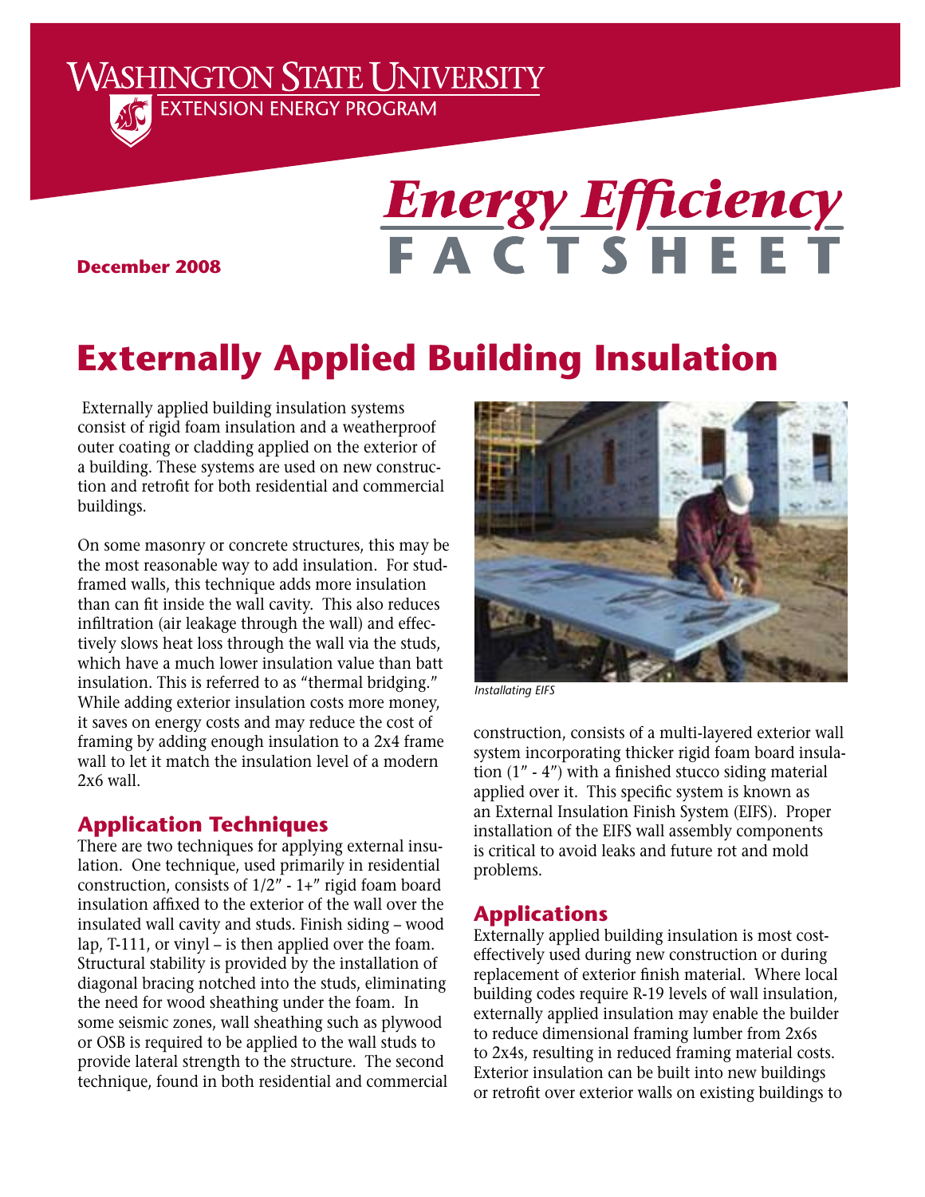Washington State University
Extension Energy Program

# Energy Efficiency FACTSHEET

**December 2008**

# Externally Applied Building Insulation

Externally applied building insulation systems consist of rigid foam insulation and a weatherproof outer coating or cladding applied on the exterior of a building. These systems are used on new construction and retrofit for both residential and commercial buildings.

On some masonry or concrete structures, this may be the most reasonable way to add insulation. For stud-framed walls, this technique adds more insulation than can fit inside the wall cavity. This also reduces infiltration (air leakage through the wall) and effectively slows heat loss through the wall via the studs, which have a much lower insulation value than batt insulation. This is referred to as "thermal bridging." While adding exterior insulation costs more money, it saves on energy costs and may reduce the cost of framing by adding enough insulation to a 2x4 frame wall to let it match the insulation level of a modern 2x6 wall.

## Application Techniques

There are two techniques for applying external insulation. One technique, used primarily in residential construction, consists of 1/2" - 1+" rigid foam board insulation affixed to the exterior of the wall over the insulated wall cavity and studs. Finish siding – wood lap, T-111, or vinyl – is then applied over the foam. Structural stability is provided by the installation of diagonal bracing notched into the studs, eliminating the need for wood sheathing under the foam. In some seismic zones, wall sheathing such as plywood or OSB is required to be applied to the wall studs to provide lateral strength to the structure. The second technique, found in both residential and commercial construction, consists of a multi-layered exterior wall system incorporating thicker rigid foam board insulation (1" - 4") with a finished stucco siding material applied over it. This specific system is known as an External Insulation Finish System (EIFS). Proper installation of the EIFS wall assembly components is critical to avoid leaks and future rot and mold problems.

*Installating EIFS*

## Applications

Externally applied building insulation is most cost-effectively used during new construction or during replacement of exterior finish material. Where local building codes require R-19 levels of wall insulation, externally applied insulation may enable the builder to reduce dimensional framing lumber from 2x6s to 2x4s, resulting in reduced framing material costs. Exterior insulation can be built into new buildings or retrofit over exterior walls on existing buildings to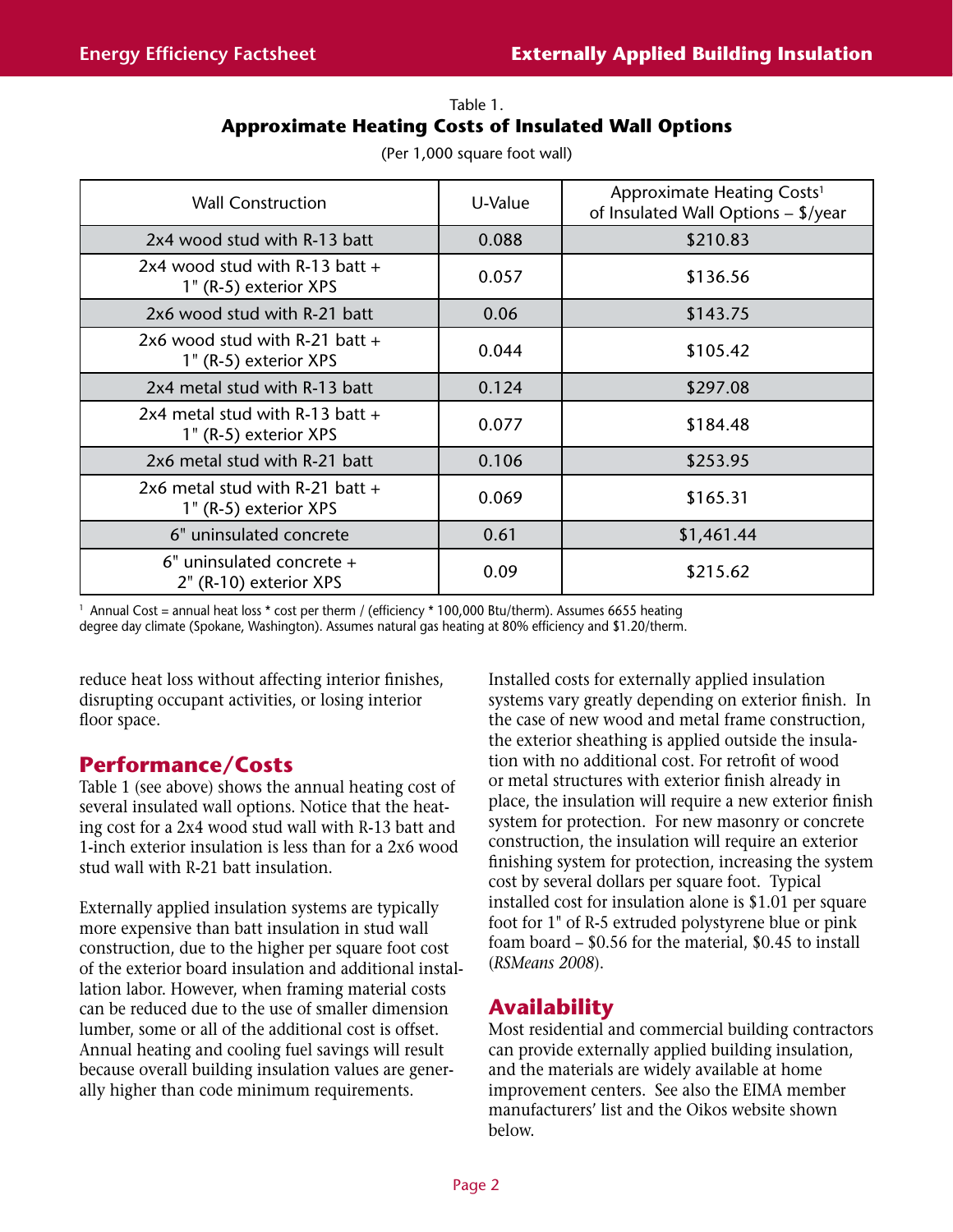Table 1.

**Approximate Heating Costs of Insulated Wall Options**

(Per 1,000 square foot wall)

| Wall Construction | U-Value | Approximate Heating Costs[1] of Insulated Wall Options – $/year |
|---|---|---|
| 2x4 wood stud with R-13 batt | 0.088 | $210.83 |
| 2x4 wood stud with R-13 batt + 1" (R-5) exterior XPS | 0.057 | $136.56 |
| 2x6 wood stud with R-21 batt | 0.06 | $143.75 |
| 2x6 wood stud with R-21 batt + 1" (R-5) exterior XPS | 0.044 | $105.42 |
| 2x4 metal stud with R-13 batt | 0.124 | $297.08 |
| 2x4 metal stud with R-13 batt + 1" (R-5) exterior XPS | 0.077 | $184.48 |
| 2x6 metal stud with R-21 batt | 0.106 | $253.95 |
| 2x6 metal stud with R-21 batt + 1" (R-5) exterior XPS | 0.069 | $165.31 |
| 6" uninsulated concrete | 0.61 | $1,461.44 |
| 6" uninsulated concrete + 2" (R-10) exterior XPS | 0.09 | $215.62 |

[1] Annual Cost = annual heat loss * cost per therm / (efficiency * 100,000 Btu/therm). Assumes 6655 heating degree day climate (Spokane, Washington). Assumes natural gas heating at 80% efficiency and $1.20/therm.

reduce heat loss without affecting interior finishes, disrupting occupant activities, or losing interior floor space.

## Performance/Costs

Table 1 (see above) shows the annual heating cost of several insulated wall options. Notice that the heating cost for a 2x4 wood stud wall with R-13 batt and 1-inch exterior insulation is less than for a 2x6 wood stud wall with R-21 batt insulation.

Externally applied insulation systems are typically more expensive than batt insulation in stud wall construction, due to the higher per square foot cost of the exterior board insulation and additional installation labor. However, when framing material costs can be reduced due to the use of smaller dimension lumber, some or all of the additional cost is offset. Annual heating and cooling fuel savings will result because overall building insulation values are generally higher than code minimum requirements.

Installed costs for externally applied insulation systems vary greatly depending on exterior finish. In the case of new wood and metal frame construction, the exterior sheathing is applied outside the insulation with no additional cost. For retrofit of wood or metal structures with exterior finish already in place, the insulation will require a new exterior finish system for protection. For new masonry or concrete construction, the insulation will require an exterior finishing system for protection, increasing the system cost by several dollars per square foot. Typical installed cost for insulation alone is $1.01 per square foot for 1" of R-5 extruded polystyrene blue or pink foam board – $0.56 for the material, $0.45 to install (*RSMeans 2008*).

## Availability

Most residential and commercial building contractors can provide externally applied building insulation, and the materials are widely available at home improvement centers. See also the EIMA member manufacturers' list and the Oikos website shown below.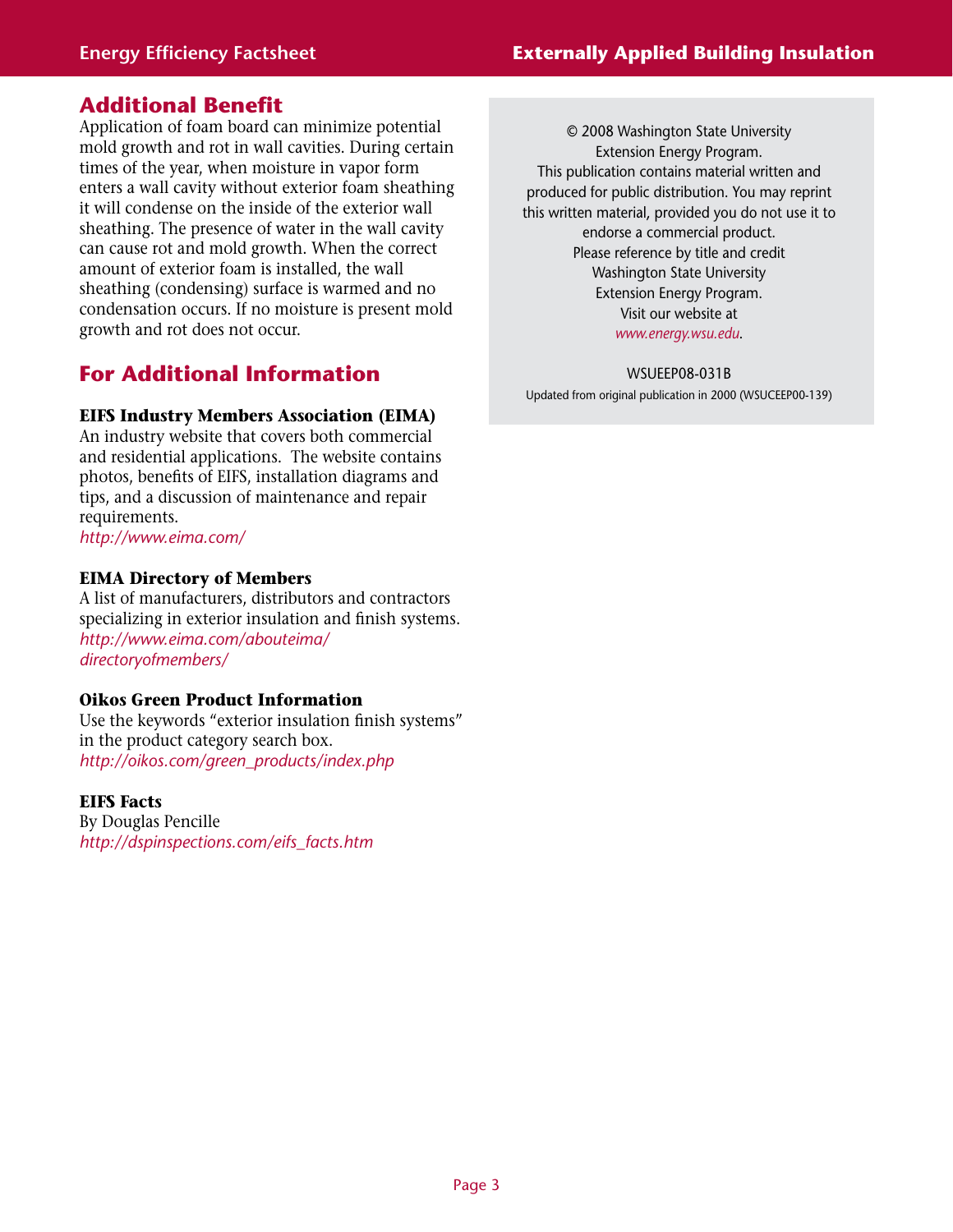## Additional Benefit

Application of foam board can minimize potential mold growth and rot in wall cavities. During certain times of the year, when moisture in vapor form enters a wall cavity without exterior foam sheathing it will condense on the inside of the exterior wall sheathing. The presence of water in the wall cavity can cause rot and mold growth. When the correct amount of exterior foam is installed, the wall sheathing (condensing) surface is warmed and no condensation occurs. If no moisture is present mold growth and rot does not occur.

## For Additional Information

**EIFS Industry Members Association (EIMA)**
An industry website that covers both commercial and residential applications. The website contains photos, benefits of EIFS, installation diagrams and tips, and a discussion of maintenance and repair requirements.
*http://www.eima.com/*

**EIMA Directory of Members**
A list of manufacturers, distributors and contractors specializing in exterior insulation and finish systems.
*http://www.eima.com/abouteima/directoryofmembers/*

**Oikos Green Product Information**
Use the keywords "exterior insulation finish systems" in the product category search box.
*http://oikos.com/green_products/index.php*

**EIFS Facts**
By Douglas Pencille
*http://dspinspections.com/eifs_facts.htm*

© 2008 Washington State University Extension Energy Program.
This publication contains material written and produced for public distribution. You may reprint this written material, provided you do not use it to endorse a commercial product.
Please reference by title and credit Washington State University Extension Energy Program.
Visit our website at *www.energy.wsu.edu*.

WSUEEP08-031B
Updated from original publication in 2000 (WSUCEEP00-139)